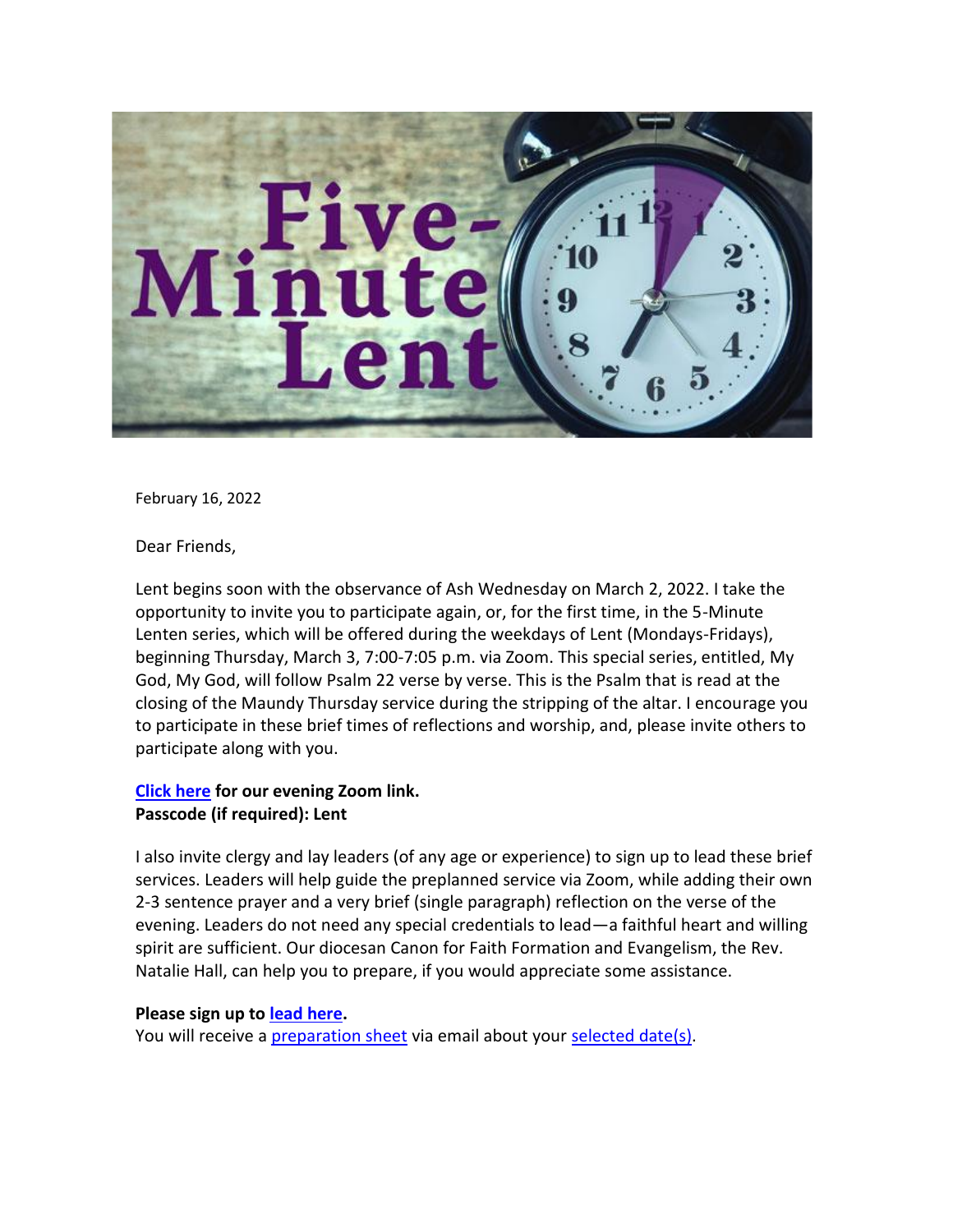# Five-Minute Lent

February 16, 2022

Dear Friends,

Lent begins soon with the observance of Ash Wednesday on March 2, 2022. I take the opportunity to invite you to participate again, or, for the first time, in the 5-Minute Lenten series, which will be offered during the weekdays of Lent (Mondays-Fridays), beginning Thursday, March 3, 7:00-7:05 p.m. via Zoom. This special series, entitled, My God, My God, will follow Psalm 22 verse by verse. This is the Psalm that is read at the closing of the Maundy Thursday service during the stripping of the altar. I encourage you to participate in these brief times of reflections and worship, and, please invite others to participate along with you.

**Click here for our evening Zoom link.**
**Passcode (if required): Lent**

I also invite clergy and lay leaders (of any age or experience) to sign up to lead these brief services. Leaders will help guide the preplanned service via Zoom, while adding their own 2-3 sentence prayer and a very brief (single paragraph) reflection on the verse of the evening. Leaders do not need any special credentials to lead—a faithful heart and willing spirit are sufficient. Our diocesan Canon for Faith Formation and Evangelism, the Rev. Natalie Hall, can help you to prepare, if you would appreciate some assistance.

**Please sign up to lead here.**
You will receive a preparation sheet via email about your selected date(s).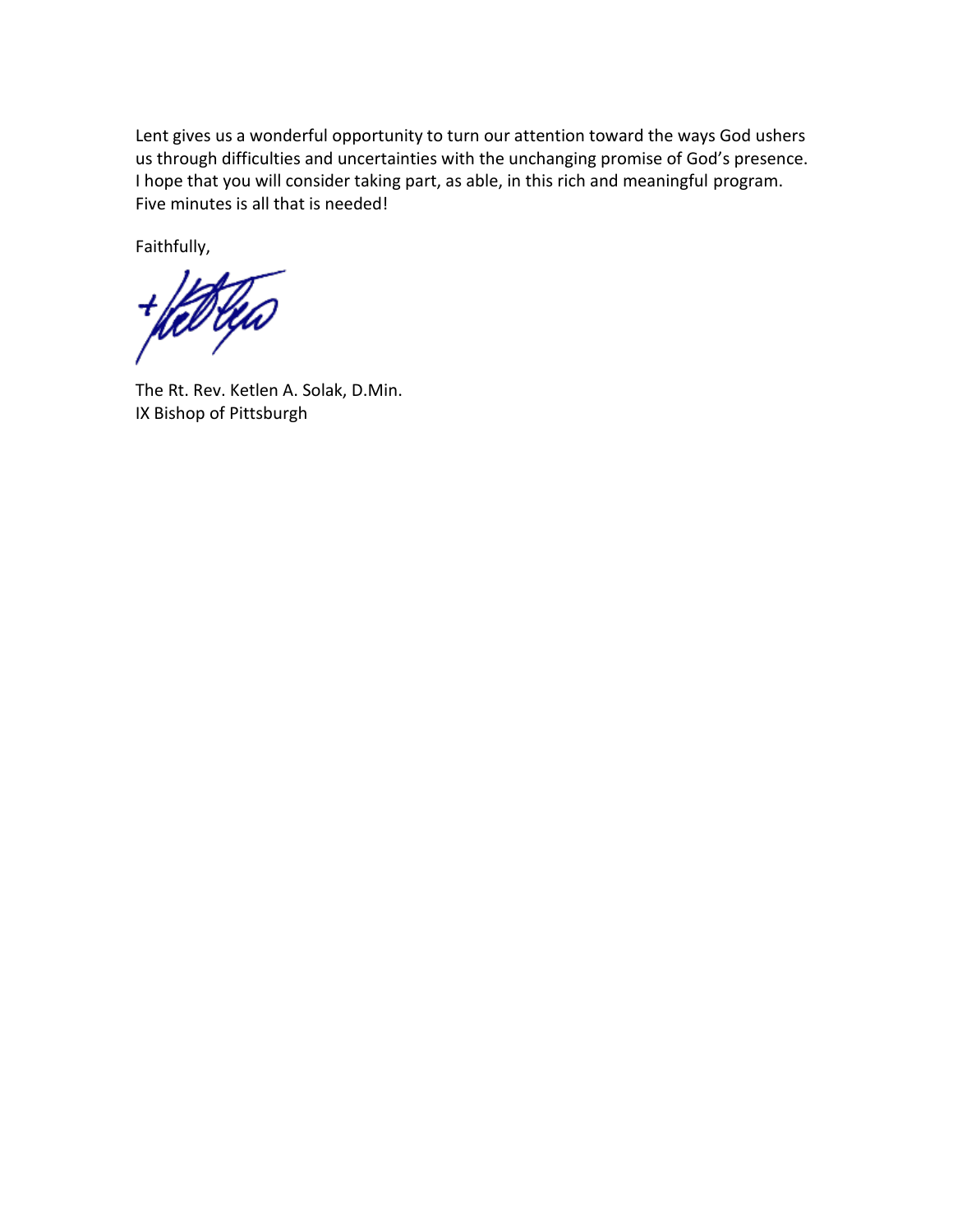Lent gives us a wonderful opportunity to turn our attention toward the ways God ushers us through difficulties and uncertainties with the unchanging promise of God's presence. I hope that you will consider taking part, as able, in this rich and meaningful program. Five minutes is all that is needed!

Faithfully,

The Rt. Rev. Ketlen A. Solak, D.Min.
IX Bishop of Pittsburgh